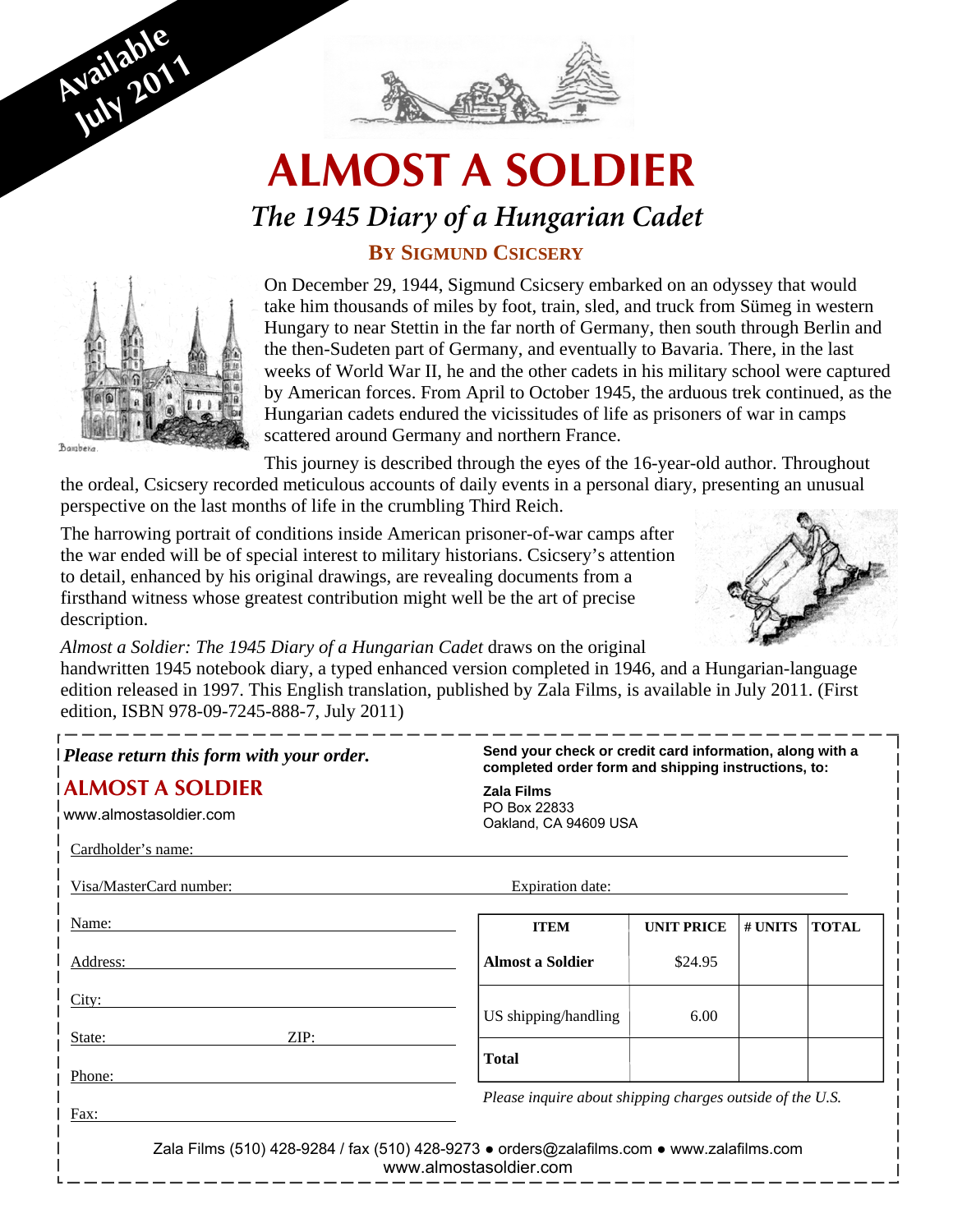Available July 2011

# ALMOST A SOLDIER

## *The 1945 Diary of a Hungarian Cadet*

### BY SIGMUND CSICSERY

Bamberg

On December 29, 1944, Sigmund Csicsery embarked on an odyssey that would take him thousands of miles by foot, train, sled, and truck from Sümeg in western Hungary to near Stettin in the far north of Germany, then south through Berlin and the then-Sudeten part of Germany, and eventually to Bavaria. There, in the last weeks of World War II, he and the other cadets in his military school were captured by American forces. From April to October 1945, the arduous trek continued, as the Hungarian cadets endured the vicissitudes of life as prisoners of war in camps scattered around Germany and northern France.

This journey is described through the eyes of the 16-year-old author. Throughout the ordeal, Csicsery recorded meticulous accounts of daily events in a personal diary, presenting an unusual perspective on the last months of life in the crumbling Third Reich.

The harrowing portrait of conditions inside American prisoner-of-war camps after the war ended will be of special interest to military historians. Csicsery's attention to detail, enhanced by his original drawings, are revealing documents from a firsthand witness whose greatest contribution might well be the art of precise description.

*Almost a Soldier: The 1945 Diary of a Hungarian Cadet* draws on the original handwritten 1945 notebook diary, a typed enhanced version completed in 1946, and a Hungarian-language edition released in 1997. This English translation, published by Zala Films, is available in July 2011. (First edition, ISBN 978-09-7245-888-7, July 2011)

---

***Please return this form with your order.***

**ALMOST A SOLDIER**

www.almostasoldier.com

**Send your check or credit card information, along with a completed order form and shipping instructions, to:**

**Zala Films**
PO Box 22833
Oakland, CA 94609 USA

Cardholder's name: ______________________________

Visa/MasterCard number: ______________________________ Expiration date: ______________

Name: ______________________________

Address: ______________________________

City: ______________________________

State: ______________ ZIP: ______________

Phone: ______________________________

Fax: ______________________________

| ITEM | UNIT PRICE | # UNITS | TOTAL |
|---|---|---|---|
| **Almost a Soldier** | $24.95 | | |
| US shipping/handling | 6.00 | | |
| **Total** | | | |

*Please inquire about shipping charges outside of the U.S.*

Zala Films (510) 428-9284 / fax (510) 428-9273 ● orders@zalafilms.com ● www.zalafilms.com
www.almostasoldier.com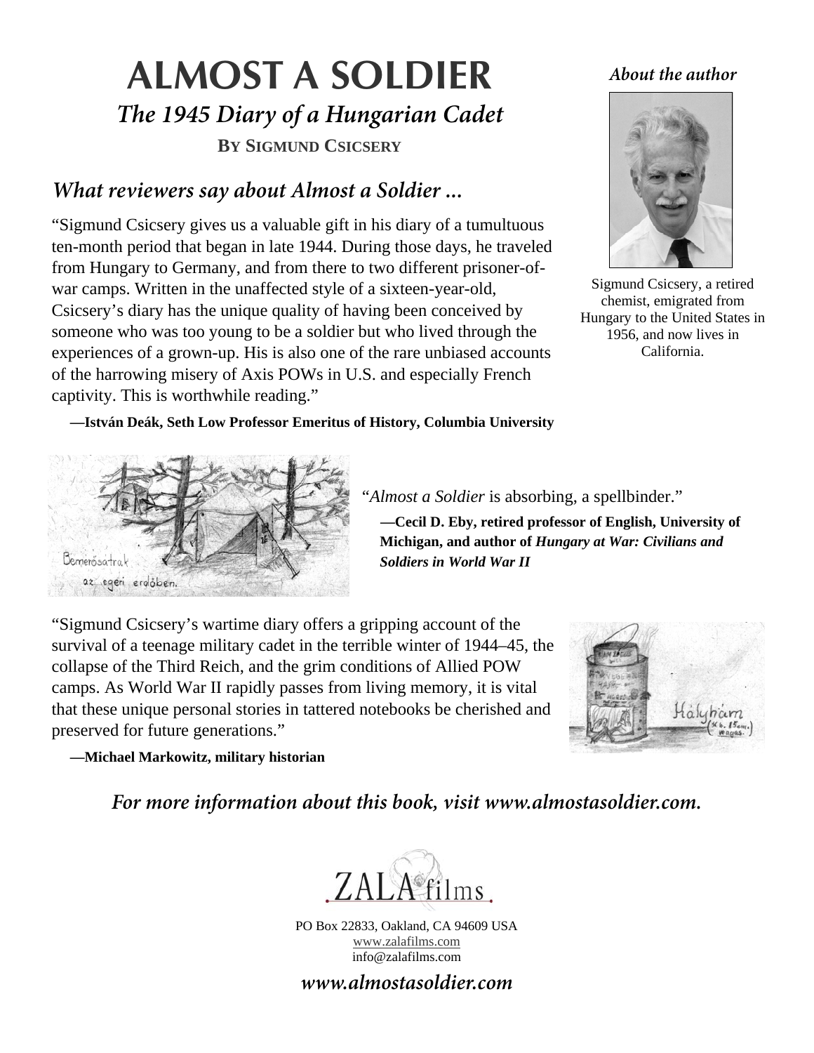# ALMOST A SOLDIER

## *The 1945 Diary of a Hungarian Cadet*

**BY SIGMUND CSICSERY**

### *What reviewers say about Almost a Soldier ...*

"Sigmund Csicsery gives us a valuable gift in his diary of a tumultuous ten-month period that began in late 1944. During those days, he traveled from Hungary to Germany, and from there to two different prisoner-of-war camps. Written in the unaffected style of a sixteen-year-old, Csicsery's diary has the unique quality of having been conceived by someone who was too young to be a soldier but who lived through the experiences of a grown-up. His is also one of the rare unbiased accounts of the harrowing misery of Axis POWs in U.S. and especially French captivity. This is worthwhile reading."

**—István Deák, Seth Low Professor Emeritus of History, Columbia University**

*About the author*

Sigmund Csicsery, a retired chemist, emigrated from Hungary to the United States in 1956, and now lives in California.

Bemerősatrak az egeri erdőben.

"*Almost a Soldier* is absorbing, a spellbinder."

**—Cecil D. Eby, retired professor of English, University of Michigan, and author of *Hungary at War: Civilians and Soldiers in World War II***

"Sigmund Csicsery's wartime diary offers a gripping account of the survival of a teenage military cadet in the terrible winter of 1944–45, the collapse of the Third Reich, and the grim conditions of Allied POW camps. As World War II rapidly passes from living memory, it is vital that these unique personal stories in tattered notebooks be cherished and preserved for future generations."

**—Michael Markowitz, military historian**

Hálybárn (kb. 15cm. magas.)

### *For more information about this book, visit www.almostasoldier.com.*

ZALA films

PO Box 22833, Oakland, CA 94609 USA
www.zalafilms.com
info@zalafilms.com

*www.almostasoldier.com*